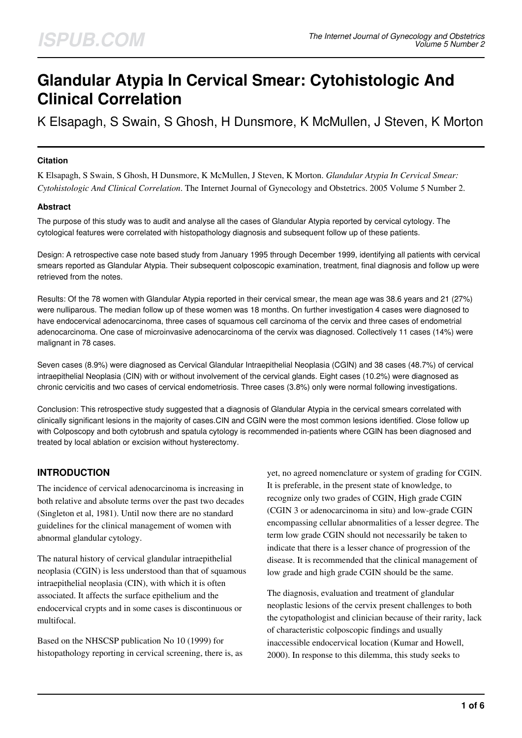# Glandular Atypia In Cervical Smear: Cytohistologic And Clinical Correlation

K Elsapagh, S Swain, S Ghosh, H Dunsmore, K McMullen, J Steven, K Morton

### Citation

K Elsapagh, S Swain, S Ghosh, H Dunsmore, K McMullen, J Steven, K Morton. *Glandular Atypia In Cervical Smear: Cytohistologic And Clinical Correlation*. The Internet Journal of Gynecology and Obstetrics. 2005 Volume 5 Number 2.

### Abstract

The purpose of this study was to audit and analyse all the cases of Glandular Atypia reported by cervical cytology. The cytological features were correlated with histopathology diagnosis and subsequent follow up of these patients.

Design: A retrospective case note based study from January 1995 through December 1999, identifying all patients with cervical smears reported as Glandular Atypia. Their subsequent colposcopic examination, treatment, final diagnosis and follow up were retrieved from the notes.

Results: Of the 78 women with Glandular Atypia reported in their cervical smear, the mean age was 38.6 years and 21 (27%) were nulliparous. The median follow up of these women was 18 months. On further investigation 4 cases were diagnosed to have endocervical adenocarcinoma, three cases of squamous cell carcinoma of the cervix and three cases of endometrial adenocarcinoma. One case of microinvasive adenocarcinoma of the cervix was diagnosed. Collectively 11 cases (14%) were malignant in 78 cases.

Seven cases (8.9%) were diagnosed as Cervical Glandular Intraepithelial Neoplasia (CGIN) and 38 cases (48.7%) of cervical intraepithelial Neoplasia (CIN) with or without involvement of the cervical glands. Eight cases (10.2%) were diagnosed as chronic cervicitis and two cases of cervical endometriosis. Three cases (3.8%) only were normal following investigations.

Conclusion: This retrospective study suggested that a diagnosis of Glandular Atypia in the cervical smears correlated with clinically significant lesions in the majority of cases.CIN and CGIN were the most common lesions identified. Close follow up with Colposcopy and both cytobrush and spatula cytology is recommended in-patients where CGIN has been diagnosed and treated by local ablation or excision without hysterectomy.

## INTRODUCTION

The incidence of cervical adenocarcinoma is increasing in both relative and absolute terms over the past two decades (Singleton et al, 1981). Until now there are no standard guidelines for the clinical management of women with abnormal glandular cytology.

The natural history of cervical glandular intraepithelial neoplasia (CGIN) is less understood than that of squamous intraepithelial neoplasia (CIN), with which it is often associated. It affects the surface epithelium and the endocervical crypts and in some cases is discontinuous or multifocal.

Based on the NHSCSP publication No 10 (1999) for histopathology reporting in cervical screening, there is, as yet, no agreed nomenclature or system of grading for CGIN. It is preferable, in the present state of knowledge, to recognize only two grades of CGIN, High grade CGIN (CGIN 3 or adenocarcinoma in situ) and low-grade CGIN encompassing cellular abnormalities of a lesser degree. The term low grade CGIN should not necessarily be taken to indicate that there is a lesser chance of progression of the disease. It is recommended that the clinical management of low grade and high grade CGIN should be the same.

The diagnosis, evaluation and treatment of glandular neoplastic lesions of the cervix present challenges to both the cytopathologist and clinician because of their rarity, lack of characteristic colposcopic findings and usually inaccessible endocervical location (Kumar and Howell, 2000). In response to this dilemma, this study seeks to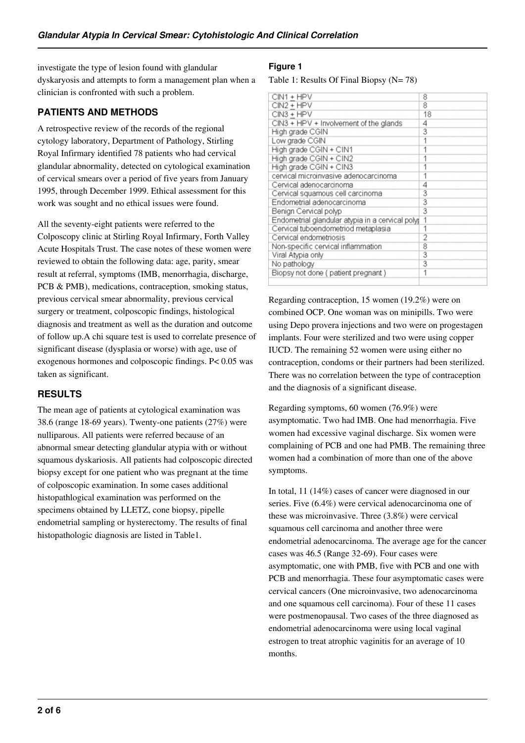investigate the type of lesion found with glandular dyskaryosis and attempts to form a management plan when a clinician is confronted with such a problem.

## PATIENTS AND METHODS

A retrospective review of the records of the regional cytology laboratory, Department of Pathology, Stirling Royal Infirmary identified 78 patients who had cervical glandular abnormality, detected on cytological examination of cervical smears over a period of five years from January 1995, through December 1999. Ethical assessment for this work was sought and no ethical issues were found.

All the seventy-eight patients were referred to the Colposcopy clinic at Stirling Royal Infirmary, Forth Valley Acute Hospitals Trust. The case notes of these women were reviewed to obtain the following data: age, parity, smear result at referral, symptoms (IMB, menorrhagia, discharge, PCB & PMB), medications, contraception, smoking status, previous cervical smear abnormality, previous cervical surgery or treatment, colposcopic findings, histological diagnosis and treatment as well as the duration and outcome of follow up.A chi square test is used to correlate presence of significant disease (dysplasia or worse) with age, use of exogenous hormones and colposcopic findings. $P< 0.05$ was taken as significant.

## RESULTS

The mean age of patients at cytological examination was 38.6 (range 18-69 years). Twenty-one patients (27%) were nulliparous. All patients were referred because of an abnormal smear detecting glandular atypia with or without squamous dyskariosis. All patients had colposcopic directed biopsy except for one patient who was pregnant at the time of colposcopic examination. In some cases additional histopathlogical examination was performed on the specimens obtained by LLETZ, cone biopsy, pipelle endometrial sampling or hysterectomy. The results of final histopathologic diagnosis are listed in Table1.

### Figure 1

Table 1: Results Of Final Biopsy (N= 78)

| | |
|---|---|
| CIN1 ± HPV | 8 |
| CIN2 ± HPV | 8 |
| CIN3 ± HPV | 18 |
| CIN3 + HPV + Involvement of the glands | 4 |
| High grade CGIN | 3 |
| Low grade CGIN | 1 |
| High grade CGIN + CIN1 | 1 |
| High grade CGIN + CIN2 | 1 |
| High grade CGIN + CIN3 | 1 |
| cervical microinvasive adenocarcinoma | 1 |
| Cervical adenocarcinoma | 4 |
| Cervical squamous cell carcinoma | 3 |
| Endometrial adenocarcinoma | 3 |
| Benign Cervical polyp | 3 |
| Endometrial glandular atypia in a cervical polyp | 1 |
| Cervical tuboendometriod metaplasia | 1 |
| Cervical endometriosis | 2 |
| Non-specific cervical inflammation | 8 |
| Viral Atypia only | 3 |
| No pathology | 3 |
| Biopsy not done ( patient pregnant ) | 1 |

Regarding contraception, 15 women (19.2%) were on combined OCP. One woman was on minipills. Two were using Depo provera injections and two were on progestagen implants. Four were sterilized and two were using copper IUCD. The remaining 52 women were using either no contraception, condoms or their partners had been sterilized. There was no correlation between the type of contraception and the diagnosis of a significant disease.

Regarding symptoms, 60 women (76.9%) were asymptomatic. Two had IMB. One had menorrhagia. Five women had excessive vaginal discharge. Six women were complaining of PCB and one had PMB. The remaining three women had a combination of more than one of the above symptoms.

In total, 11 (14%) cases of cancer were diagnosed in our series. Five (6.4%) were cervical adenocarcinoma one of these was microinvasive. Three (3.8%) were cervical squamous cell carcinoma and another three were endometrial adenocarcinoma. The average age for the cancer cases was 46.5 (Range 32-69). Four cases were asymptomatic, one with PMB, five with PCB and one with PCB and menorrhagia. These four asymptomatic cases were cervical cancers (One microinvasive, two adenocarcinoma and one squamous cell carcinoma). Four of these 11 cases were postmenopausal. Two cases of the three diagnosed as endometrial adenocarcinoma were using local vaginal estrogen to treat atrophic vaginitis for an average of 10 months.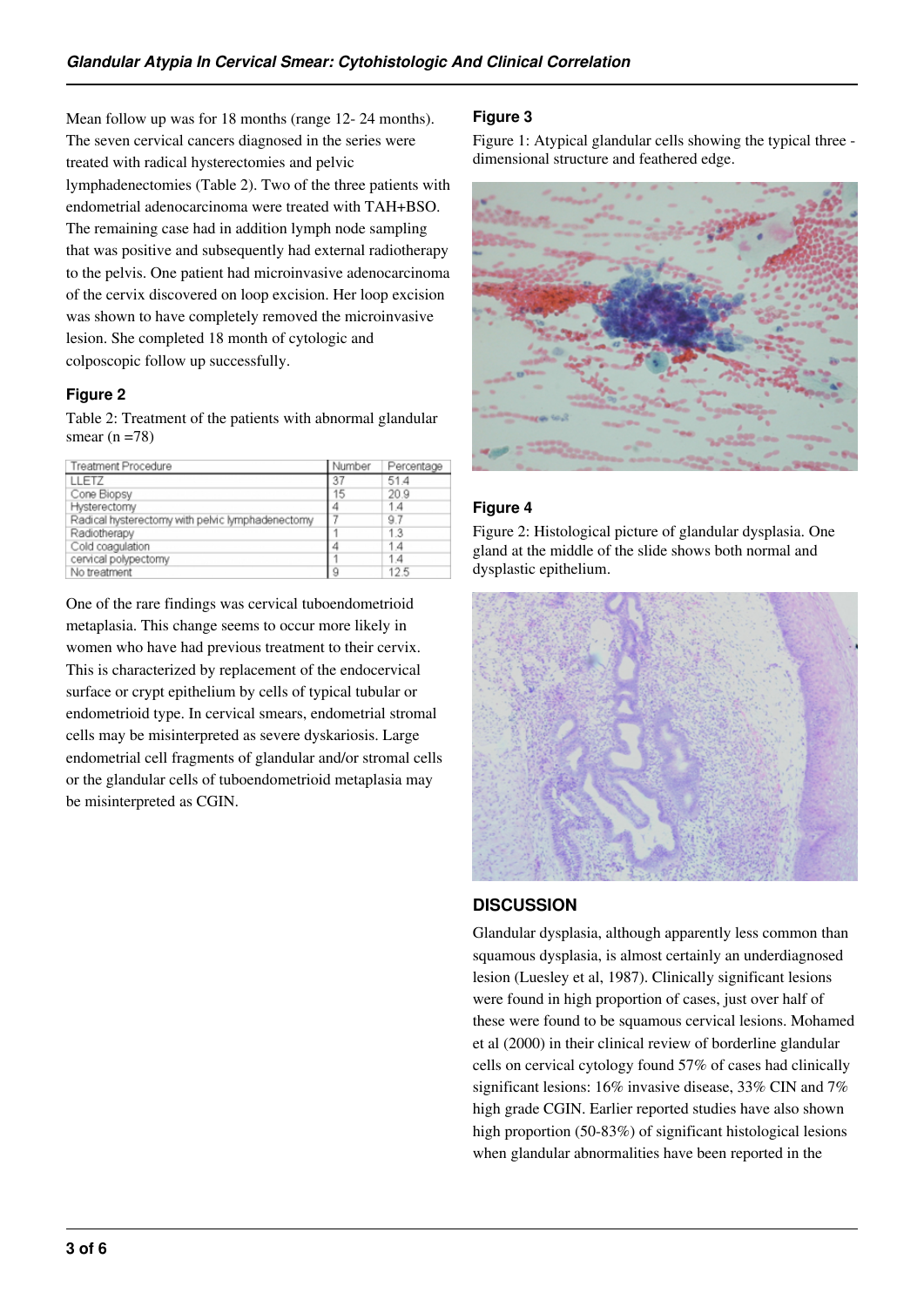Mean follow up was for 18 months (range 12- 24 months). The seven cervical cancers diagnosed in the series were treated with radical hysterectomies and pelvic lymphadenectomies (Table 2). Two of the three patients with endometrial adenocarcinoma were treated with TAH+BSO. The remaining case had in addition lymph node sampling that was positive and subsequently had external radiotherapy to the pelvis. One patient had microinvasive adenocarcinoma of the cervix discovered on loop excision. Her loop excision was shown to have completely removed the microinvasive lesion. She completed 18 month of cytologic and colposcopic follow up successfully.

### Figure 2

Table 2: Treatment of the patients with abnormal glandular smear (n =78)

| Treatment Procedure | Number | Percentage |
|---|---|---|
| LLETZ | 37 | 51.4 |
| Cone Biopsy | 15 | 20.9 |
| Hysterectomy | 4 | 1.4 |
| Radical hysterectomy with pelvic lymphadenectomy | 7 | 9.7 |
| Radiotherapy | 1 | 1.3 |
| Cold coagulation | 4 | 1.4 |
| cervical polypectomy | 1 | 1.4 |
| No treatment | 9 | 12.5 |

One of the rare findings was cervical tuboendometrioid metaplasia. This change seems to occur more likely in women who have had previous treatment to their cervix. This is characterized by replacement of the endocervical surface or crypt epithelium by cells of typical tubular or endometrioid type. In cervical smears, endometrial stromal cells may be misinterpreted as severe dyskariosis. Large endometrial cell fragments of glandular and/or stromal cells or the glandular cells of tuboendometrioid metaplasia may be misinterpreted as CGIN.

### Figure 3

Figure 1: Atypical glandular cells showing the typical three - dimensional structure and feathered edge.

### Figure 4

Figure 2: Histological picture of glandular dysplasia. One gland at the middle of the slide shows both normal and dysplastic epithelium.

## DISCUSSION

Glandular dysplasia, although apparently less common than squamous dysplasia, is almost certainly an underdiagnosed lesion (Luesley et al, 1987). Clinically significant lesions were found in high proportion of cases, just over half of these were found to be squamous cervical lesions. Mohamed et al (2000) in their clinical review of borderline glandular cells on cervical cytology found 57% of cases had clinically significant lesions: 16% invasive disease, 33% CIN and 7% high grade CGIN. Earlier reported studies have also shown high proportion (50-83%) of significant histological lesions when glandular abnormalities have been reported in the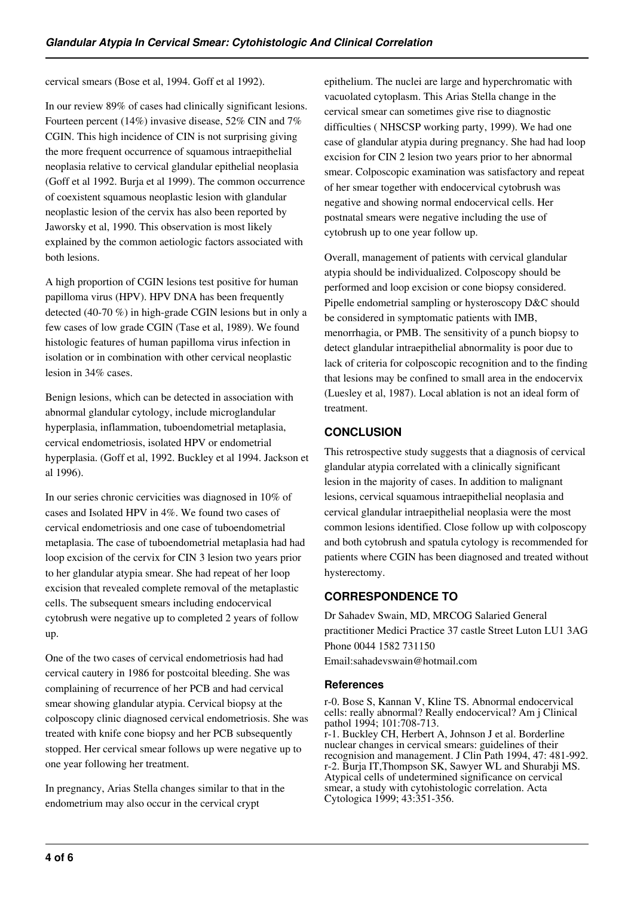cervical smears (Bose et al, 1994. Goff et al 1992).

In our review 89% of cases had clinically significant lesions. Fourteen percent (14%) invasive disease, 52% CIN and 7% CGIN. This high incidence of CIN is not surprising giving the more frequent occurrence of squamous intraepithelial neoplasia relative to cervical glandular epithelial neoplasia (Goff et al 1992. Burja et al 1999). The common occurrence of coexistent squamous neoplastic lesion with glandular neoplastic lesion of the cervix has also been reported by Jaworsky et al, 1990. This observation is most likely explained by the common aetiologic factors associated with both lesions.

A high proportion of CGIN lesions test positive for human papilloma virus (HPV). HPV DNA has been frequently detected (40-70 %) in high-grade CGIN lesions but in only a few cases of low grade CGIN (Tase et al, 1989). We found histologic features of human papilloma virus infection in isolation or in combination with other cervical neoplastic lesion in 34% cases.

Benign lesions, which can be detected in association with abnormal glandular cytology, include microglandular hyperplasia, inflammation, tuboendometrial metaplasia, cervical endometriosis, isolated HPV or endometrial hyperplasia. (Goff et al, 1992. Buckley et al 1994. Jackson et al 1996).

In our series chronic cervicities was diagnosed in 10% of cases and Isolated HPV in 4%. We found two cases of cervical endometriosis and one case of tuboendometrial metaplasia. The case of tuboendometrial metaplasia had had loop excision of the cervix for CIN 3 lesion two years prior to her glandular atypia smear. She had repeat of her loop excision that revealed complete removal of the metaplastic cells. The subsequent smears including endocervical cytobrush were negative up to completed 2 years of follow up.

One of the two cases of cervical endometriosis had had cervical cautery in 1986 for postcoital bleeding. She was complaining of recurrence of her PCB and had cervical smear showing glandular atypia. Cervical biopsy at the colposcopy clinic diagnosed cervical endometriosis. She was treated with knife cone biopsy and her PCB subsequently stopped. Her cervical smear follows up were negative up to one year following her treatment.

In pregnancy, Arias Stella changes similar to that in the endometrium may also occur in the cervical crypt epithelium. The nuclei are large and hyperchromatic with vacuolated cytoplasm. This Arias Stella change in the cervical smear can sometimes give rise to diagnostic difficulties ( NHSCSP working party, 1999). We had one case of glandular atypia during pregnancy. She had had loop excision for CIN 2 lesion two years prior to her abnormal smear. Colposcopic examination was satisfactory and repeat of her smear together with endocervical cytobrush was negative and showing normal endocervical cells. Her postnatal smears were negative including the use of cytobrush up to one year follow up.

Overall, management of patients with cervical glandular atypia should be individualized. Colposcopy should be performed and loop excision or cone biopsy considered. Pipelle endometrial sampling or hysteroscopy D&C should be considered in symptomatic patients with IMB, menorrhagia, or PMB. The sensitivity of a punch biopsy to detect glandular intraepithelial abnormality is poor due to lack of criteria for colposcopic recognition and to the finding that lesions may be confined to small area in the endocervix (Luesley et al, 1987). Local ablation is not an ideal form of treatment.

## CONCLUSION

This retrospective study suggests that a diagnosis of cervical glandular atypia correlated with a clinically significant lesion in the majority of cases. In addition to malignant lesions, cervical squamous intraepithelial neoplasia and cervical glandular intraepithelial neoplasia were the most common lesions identified. Close follow up with colposcopy and both cytobrush and spatula cytology is recommended for patients where CGIN has been diagnosed and treated without hysterectomy.

## CORRESPONDENCE TO

Dr Sahadev Swain, MD, MRCOG Salaried General practitioner Medici Practice 37 castle Street Luton LU1 3AG Phone 0044 1582 731150 Email:sahadevswain@hotmail.com

### References

r-0. Bose S, Kannan V, Kline TS. Abnormal endocervical cells: really abnormal? Really endocervical? Am j Clinical pathol 1994; 101:708-713.

r-1. Buckley CH, Herbert A, Johnson J et al. Borderline nuclear changes in cervical smears: guidelines of their recognition and management. J Clin Path 1994, 47: 481-992.

r-2. Burja IT,Thompson SK, Sawyer WL and Shurabji MS. Atypical cells of undetermined significance on cervical smear, a study with cytohistologic correlation. Acta Cytologica 1999; 43:351-356.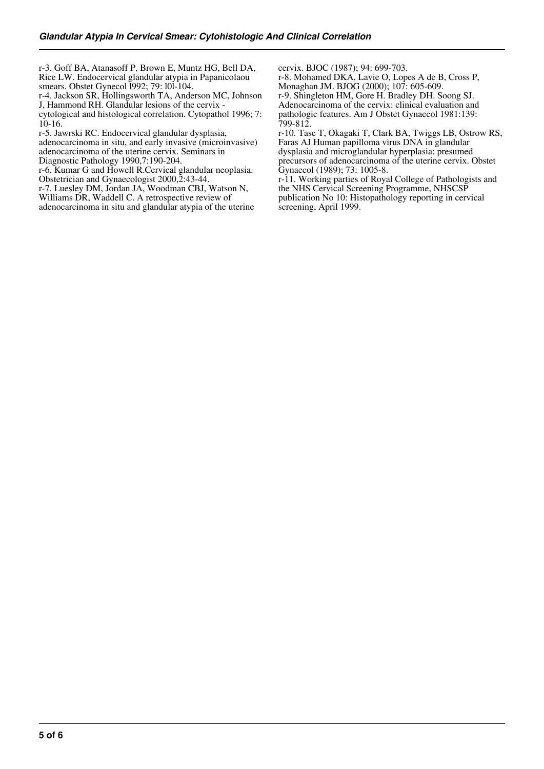r-3. Goff BA, Atanasoff P, Brown E, Muntz HG, Bell DA, Rice LW. Endocervical glandular atypia in Papanicolaou smears. Obstet Gynecol l992; 79: l0l-104.

r-4. Jackson SR, Hollingsworth TA, Anderson MC, Johnson J, Hammond RH. Glandular lesions of the cervix - cytological and histological correlation. Cytopathol 1996; 7: 10-16.

r-5. Jawrski RC. Endocervical glandular dysplasia, adenocarcinoma in situ, and early invasive (microinvasive) adenocarcinoma of the uterine cervix. Seminars in Diagnostic Pathology 1990,7:190-204.

r-6. Kumar G and Howell R.Cervical glandular neoplasia. Obstetrician and Gynaecologist 2000,2:43-44.

r-7. Luesley DM, Jordan JA, Woodman CBJ, Watson N, Williams DR, Waddell C. A retrospective review of adenocarcinoma in situ and glandular atypia of the uterine cervix. BJOC (1987); 94: 699-703.

r-8. Mohamed DKA, Lavie O, Lopes A de B, Cross P, Monaghan JM. BJOG (2000); 107: 605-609.

r-9. Shingleton HM, Gore H. Bradley DH. Soong SJ. Adenocarcinoma of the cervix: clinical evaluation and pathologic features. Am J Obstet Gynaecol 1981:139: 799-812.

r-10. Tase T, Okagaki T, Clark BA, Twiggs LB, Ostrow RS, Faras AJ Human papilloma virus DNA in glandular dysplasia and microglandular hyperplasia: presumed precursors of adenocarcinoma of the uterine cervix. Obstet Gynaecol (1989); 73: 1005-8.

r-11. Working parties of Royal College of Pathologists and the NHS Cervical Screening Programme, NHSCSP publication No 10: Histopathology reporting in cervical screening, April 1999.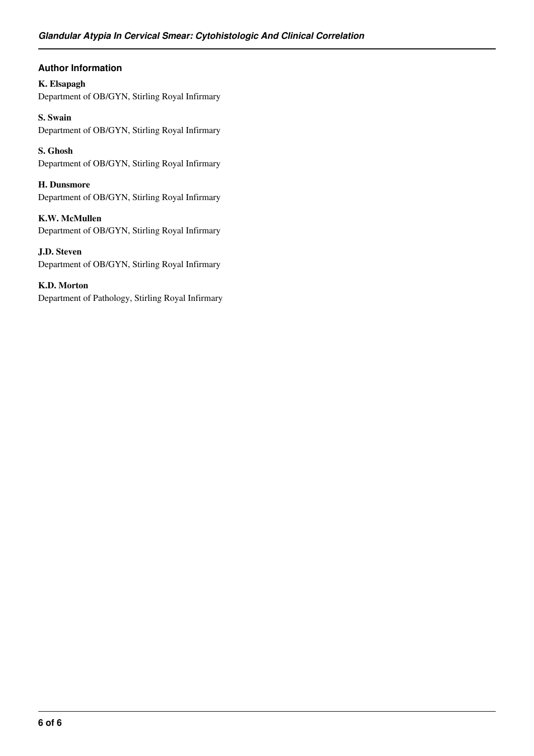## Author Information

**K. Elsapagh**
Department of OB/GYN, Stirling Royal Infirmary

**S. Swain**
Department of OB/GYN, Stirling Royal Infirmary

**S. Ghosh**
Department of OB/GYN, Stirling Royal Infirmary

**H. Dunsmore**
Department of OB/GYN, Stirling Royal Infirmary

**K.W. McMullen**
Department of OB/GYN, Stirling Royal Infirmary

**J.D. Steven**
Department of OB/GYN, Stirling Royal Infirmary

**K.D. Morton**
Department of Pathology, Stirling Royal Infirmary